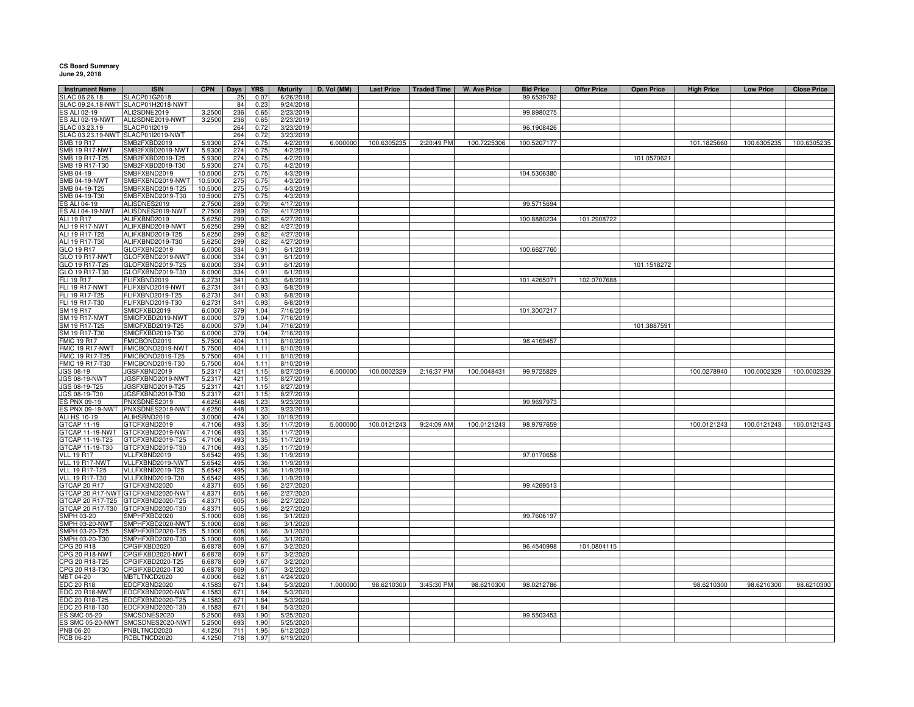**CS Board Summary**
**June 29, 2018**

| Instrument Name | ISIN | CPN | Days | YRS | Maturity | D. Vol (MM) | Last Price | Traded Time | W. Ave Price | Bid Price | Offer Price | Open Price | High Price | Low Price | Close Price |
|---|---|---|---|---|---|---|---|---|---|---|---|---|---|---|---|
| SLAC 06.26.18 | SLACP01G2018 | | 25 | 0.07 | 6/26/2018 | | | | | 99.6539792 | | | | | |
| SLAC 09.24.18-NWT | SLACP01H2018-NWT | | 84 | 0.23 | 9/24/2018 | | | | | | | | | | |
| ES ALI 02-19 | ALI2SDNE2019 | 3.2500 | 236 | 0.65 | 2/23/2019 | | | | | 99.8980275 | | | | | |
| ES ALI 02-19-NWT | ALI2SDNE2019-NWT | 3.2500 | 236 | 0.65 | 2/23/2019 | | | | | | | | | | |
| SLAC 03.23.19 | SLACP01I2019 | | 264 | 0.72 | 3/23/2019 | | | | | 96.1908426 | | | | | |
| SLAC 03.23.19-NWT | SLACP01I2019-NWT | | 264 | 0.72 | 3/23/2019 | | | | | | | | | | |
| SMB 19 R17 | SMB2FXBD2019 | 5.9300 | 274 | 0.75 | 4/2/2019 | 6.000000 | 100.6305235 | 2:20:49 PM | 100.7225306 | 100.5207177 | | | 101.1825660 | 100.6305235 | 100.6305235 |
| SMB 19 R17-NWT | SMB2FXBD2019-NWT | 5.9300 | 274 | 0.75 | 4/2/2019 | | | | | | | | | | |
| SMB 19 R17-T25 | SMB2FXBD2019-T25 | 5.9300 | 274 | 0.75 | 4/2/2019 | | | | | | | 101.0570621 | | | |
| SMB 19 R17-T30 | SMB2FXBD2019-T30 | 5.9300 | 274 | 0.75 | 4/2/2019 | | | | | | | | | | |
| SMB 04-19 | SMBFXBND2019 | 10.5000 | 275 | 0.75 | 4/3/2019 | | | | | 104.5306380 | | | | | |
| SMB 04-19-NWT | SMBFXBND2019-NWT | 10.5000 | 275 | 0.75 | 4/3/2019 | | | | | | | | | | |
| SMB 04-19-T25 | SMBFXBND2019-T25 | 10.5000 | 275 | 0.75 | 4/3/2019 | | | | | | | | | | |
| SMB 04-19-T30 | SMBFXBND2019-T30 | 10.5000 | 275 | 0.75 | 4/3/2019 | | | | | | | | | | |
| ES ALI 04-19 | ALISDNES2019 | 2.7500 | 289 | 0.79 | 4/17/2019 | | | | | 99.5715694 | | | | | |
| ES ALI 04-19-NWT | ALISDNES2019-NWT | 2.7500 | 289 | 0.79 | 4/17/2019 | | | | | | | | | | |
| ALI 19 R17 | ALIFXBND2019 | 5.6250 | 299 | 0.82 | 4/27/2019 | | | | | 100.8880234 | 101.2908722 | | | | |
| ALI 19 R17-NWT | ALIFXBND2019-NWT | 5.6250 | 299 | 0.82 | 4/27/2019 | | | | | | | | | | |
| ALI 19 R17-T25 | ALIFXBND2019-T25 | 5.6250 | 299 | 0.82 | 4/27/2019 | | | | | | | | | | |
| ALI 19 R17-T30 | ALIFXBND2019-T30 | 5.6250 | 299 | 0.82 | 4/27/2019 | | | | | | | | | | |
| GLO 19 R17 | GLOFXBND2019 | 6.0000 | 334 | 0.91 | 6/1/2019 | | | | | 100.6627760 | | | | | |
| GLO 19 R17-NWT | GLOFXBND2019-NWT | 6.0000 | 334 | 0.91 | 6/1/2019 | | | | | | | | | | |
| GLO 19 R17-T25 | GLOFXBND2019-T25 | 6.0000 | 334 | 0.91 | 6/1/2019 | | | | | | | 101.1518272 | | | |
| GLO 19 R17-T30 | GLOFXBND2019-T30 | 6.0000 | 334 | 0.91 | 6/1/2019 | | | | | | | | | | |
| FLI 19 R17 | FLIFXBND2019 | 6.2731 | 341 | 0.93 | 6/8/2019 | | | | | 101.4265071 | 102.0707688 | | | | |
| FLI 19 R17-NWT | FLIFXBND2019-NWT | 6.2731 | 341 | 0.93 | 6/8/2019 | | | | | | | | | | |
| FLI 19 R17-T25 | FLIFXBND2019-T25 | 6.2731 | 341 | 0.93 | 6/8/2019 | | | | | | | | | | |
| FLI 19 R17-T30 | FLIFXBND2019-T30 | 6.2731 | 341 | 0.93 | 6/8/2019 | | | | | | | | | | |
| SM 19 R17 | SMICFXBD2019 | 6.0000 | 379 | 1.04 | 7/16/2019 | | | | | 101.3007217 | | | | | |
| SM 19 R17-NWT | SMICFXBD2019-NWT | 6.0000 | 379 | 1.04 | 7/16/2019 | | | | | | | | | | |
| SM 19 R17-T25 | SMICFXBD2019-T25 | 6.0000 | 379 | 1.04 | 7/16/2019 | | | | | | | 101.3887591 | | | |
| SM 19 R17-T30 | SMICFXBD2019-T30 | 6.0000 | 379 | 1.04 | 7/16/2019 | | | | | | | | | | |
| FMIC 19 R17 | FMICBOND2019 | 5.7500 | 404 | 1.11 | 8/10/2019 | | | | | 98.4169457 | | | | | |
| FMIC 19 R17-NWT | FMICBOND2019-NWT | 5.7500 | 404 | 1.11 | 8/10/2019 | | | | | | | | | | |
| FMIC 19 R17-T25 | FMICBOND2019-T25 | 5.7500 | 404 | 1.11 | 8/10/2019 | | | | | | | | | | |
| FMIC 19 R17-T30 | FMICBOND2019-T30 | 5.7500 | 404 | 1.11 | 8/10/2019 | | | | | | | | | | |
| JGS 08-19 | JGSFXBND2019 | 5.2317 | 421 | 1.15 | 8/27/2019 | 6.000000 | 100.0002329 | 2:16:37 PM | 100.0048431 | 99.9725829 | | | 100.0278940 | 100.0002329 | 100.0002329 |
| JGS 08-19-NWT | JGSFXBND2019-NWT | 5.2317 | 421 | 1.15 | 8/27/2019 | | | | | | | | | | |
| JGS 08-19-T25 | JGSFXBND2019-T25 | 5.2317 | 421 | 1.15 | 8/27/2019 | | | | | | | | | | |
| JGS 08-19-T30 | JGSFXBND2019-T30 | 5.2317 | 421 | 1.15 | 8/27/2019 | | | | | | | | | | |
| ES PNX 09-19 | PNXSDNES2019 | 4.6250 | 448 | 1.23 | 9/23/2019 | | | | | 99.9697973 | | | | | |
| ES PNX 09-19-NWT | PNXSDNES2019-NWT | 4.6250 | 448 | 1.23 | 9/23/2019 | | | | | | | | | | |
| ALI HS 10-19 | ALIHSBND2019 | 3.0000 | 474 | 1.30 | 10/19/2019 | | | | | | | | | | |
| GTCAP 11-19 | GTCFXBND2019 | 4.7106 | 493 | 1.35 | 11/7/2019 | 5.000000 | 100.0121243 | 9:24:09 AM | 100.0121243 | 98.9797659 | | | 100.0121243 | 100.0121243 | 100.0121243 |
| GTCAP 11-19-NWT | GTCFXBND2019-NWT | 4.7106 | 493 | 1.35 | 11/7/2019 | | | | | | | | | | |
| GTCAP 11-19-T25 | GTCFXBND2019-T25 | 4.7106 | 493 | 1.35 | 11/7/2019 | | | | | | | | | | |
| GTCAP 11-19-T30 | GTCFXBND2019-T30 | 4.7106 | 493 | 1.35 | 11/7/2019 | | | | | | | | | | |
| VLL 19 R17 | VLLFXBND2019 | 5.6542 | 495 | 1.36 | 11/9/2019 | | | | | 97.0170658 | | | | | |
| VLL 19 R17-NWT | VLLFXBND2019-NWT | 5.6542 | 495 | 1.36 | 11/9/2019 | | | | | | | | | | |
| VLL 19 R17-T25 | VLLFXBND2019-T25 | 5.6542 | 495 | 1.36 | 11/9/2019 | | | | | | | | | | |
| VLL 19 R17-T30 | VLLFXBND2019-T30 | 5.6542 | 495 | 1.36 | 11/9/2019 | | | | | | | | | | |
| GTCAP 20 R17 | GTCFXBND2020 | 4.8371 | 605 | 1.66 | 2/27/2020 | | | | | 99.4269513 | | | | | |
| GTCAP 20 R17-NWT | GTCFXBND2020-NWT | 4.8371 | 605 | 1.66 | 2/27/2020 | | | | | | | | | | |
| GTCAP 20 R17-T25 | GTCFXBND2020-T25 | 4.8371 | 605 | 1.66 | 2/27/2020 | | | | | | | | | | |
| GTCAP 20 R17-T30 | GTCFXBND2020-T30 | 4.8371 | 605 | 1.66 | 2/27/2020 | | | | | | | | | | |
| SMPH 03-20 | SMPHFXBD2020 | 5.1000 | 608 | 1.66 | 3/1/2020 | | | | | 99.7606197 | | | | | |
| SMPH 03-20-NWT | SMPHFXBD2020-NWT | 5.1000 | 608 | 1.66 | 3/1/2020 | | | | | | | | | | |
| SMPH 03-20-T25 | SMPHFXBD2020-T25 | 5.1000 | 608 | 1.66 | 3/1/2020 | | | | | | | | | | |
| SMPH 03-20-T30 | SMPHFXBD2020-T30 | 5.1000 | 608 | 1.66 | 3/1/2020 | | | | | | | | | | |
| CPG 20 R18 | CPGIFXBD2020 | 6.6878 | 609 | 1.67 | 3/2/2020 | | | | | 96.4540998 | 101.0804115 | | | | |
| CPG 20 R18-NWT | CPGIFXBD2020-NWT | 6.6878 | 609 | 1.67 | 3/2/2020 | | | | | | | | | | |
| CPG 20 R18-T25 | CPGIFXBD2020-T25 | 6.6878 | 609 | 1.67 | 3/2/2020 | | | | | | | | | | |
| CPG 20 R18-T30 | CPGIFXBD2020-T30 | 6.6878 | 609 | 1.67 | 3/2/2020 | | | | | | | | | | |
| MBT 04-20 | MBTLTNCD2020 | 4.0000 | 662 | 1.81 | 4/24/2020 | | | | | | | | | | |
| EDC 20 R18 | EDCFXBND2020 | 4.1583 | 671 | 1.84 | 5/3/2020 | 1.000000 | 98.6210300 | 3:45:30 PM | 98.6210300 | 98.0212786 | | | 98.6210300 | 98.6210300 | 98.6210300 |
| EDC 20 R18-NWT | EDCFXBND2020-NWT | 4.1583 | 671 | 1.84 | 5/3/2020 | | | | | | | | | | |
| EDC 20 R18-T25 | EDCFXBND2020-T25 | 4.1583 | 671 | 1.84 | 5/3/2020 | | | | | | | | | | |
| EDC 20 R18-T30 | EDCFXBND2020-T30 | 4.1583 | 671 | 1.84 | 5/3/2020 | | | | | | | | | | |
| ES SMC 05-20 | SMCSDNES2020 | 5.2500 | 693 | 1.90 | 5/25/2020 | | | | | 99.5503453 | | | | | |
| ES SMC 05-20-NWT | SMCSDNES2020-NWT | 5.2500 | 693 | 1.90 | 5/25/2020 | | | | | | | | | | |
| PNB 06-20 | PNBLTNCD2020 | 4.1250 | 711 | 1.95 | 6/12/2020 | | | | | | | | | | |
| RCB 06-20 | RCBLTNCD2020 | 4.1250 | 718 | 1.97 | 6/19/2020 | | | | | | | | | | |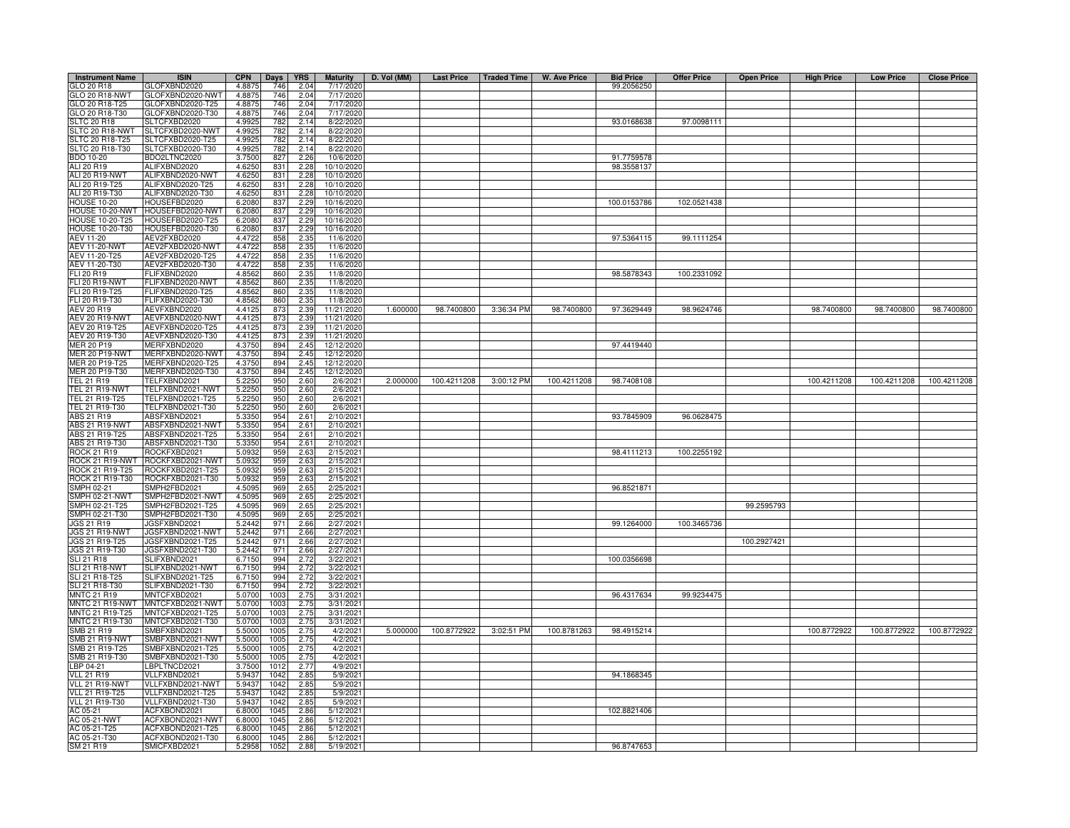| Instrument Name | ISIN | CPN | Days | YRS | Maturity | D. Vol (MM) | Last Price | Traded Time | W. Ave Price | Bid Price | Offer Price | Open Price | High Price | Low Price | Close Price |
|---|---|---|---|---|---|---|---|---|---|---|---|---|---|---|---|
| GLO 20 R18 | GLOFXBND2020 | 4.8875 | 746 | 2.04 | 7/17/2020 | | | | | 99.2056250 | | | | | |
| GLO 20 R18-NWT | GLOFXBND2020-NWT | 4.8875 | 746 | 2.04 | 7/17/2020 | | | | | | | | | | |
| GLO 20 R18-T25 | GLOFXBND2020-T25 | 4.8875 | 746 | 2.04 | 7/17/2020 | | | | | | | | | | |
| GLO 20 R18-T30 | GLOFXBND2020-T30 | 4.8875 | 746 | 2.04 | 7/17/2020 | | | | | | | | | | |
| SLTC 20 R18 | SLTCFXBD2020 | 4.9925 | 782 | 2.14 | 8/22/2020 | | | | | 93.0168638 | 97.0098111 | | | | |
| SLTC 20 R18-NWT | SLTCFXBD2020-NWT | 4.9925 | 782 | 2.14 | 8/22/2020 | | | | | | | | | | |
| SLTC 20 R18-T25 | SLTCFXBD2020-T25 | 4.9925 | 782 | 2.14 | 8/22/2020 | | | | | | | | | | |
| SLTC 20 R18-T30 | SLTCFXBD2020-T30 | 4.9925 | 782 | 2.14 | 8/22/2020 | | | | | | | | | | |
| BDO 10-20 | BDO2LTNC2020 | 3.7500 | 827 | 2.26 | 10/6/2020 | | | | | 91.7759578 | | | | | |
| ALI 20 R19 | ALIFXBND2020 | 4.6250 | 831 | 2.28 | 10/10/2020 | | | | | 98.3558137 | | | | | |
| ALI 20 R19-NWT | ALIFXBND2020-NWT | 4.6250 | 831 | 2.28 | 10/10/2020 | | | | | | | | | | |
| ALI 20 R19-T25 | ALIFXBND2020-T25 | 4.6250 | 831 | 2.28 | 10/10/2020 | | | | | | | | | | |
| ALI 20 R19-T30 | ALIFXBND2020-T30 | 4.6250 | 831 | 2.28 | 10/10/2020 | | | | | | | | | | |
| HOUSE 10-20 | HOUSEFBD2020 | 6.2080 | 837 | 2.29 | 10/16/2020 | | | | | 100.0153786 | 102.0521438 | | | | |
| HOUSE 10-20-NWT | HOUSEFBD2020-NWT | 6.2080 | 837 | 2.29 | 10/16/2020 | | | | | | | | | | |
| HOUSE 10-20-T25 | HOUSEFBD2020-T25 | 6.2080 | 837 | 2.29 | 10/16/2020 | | | | | | | | | | |
| HOUSE 10-20-T30 | HOUSEFBD2020-T30 | 6.2080 | 837 | 2.29 | 10/16/2020 | | | | | | | | | | |
| AEV 11-20 | AEV2FXBD2020 | 4.4722 | 858 | 2.35 | 11/6/2020 | | | | | 97.5364115 | 99.1111254 | | | | |
| AEV 11-20-NWT | AEV2FXBD2020-NWT | 4.4722 | 858 | 2.35 | 11/6/2020 | | | | | | | | | | |
| AEV 11-20-T25 | AEV2FXBD2020-T25 | 4.4722 | 858 | 2.35 | 11/6/2020 | | | | | | | | | | |
| AEV 11-20-T30 | AEV2FXBD2020-T30 | 4.4722 | 858 | 2.35 | 11/6/2020 | | | | | | | | | | |
| FLI 20 R19 | FLIFXBND2020 | 4.8562 | 860 | 2.35 | 11/8/2020 | | | | | 98.5878343 | 100.2331092 | | | | |
| FLI 20 R19-NWT | FLIFXBND2020-NWT | 4.8562 | 860 | 2.35 | 11/8/2020 | | | | | | | | | | |
| FLI 20 R19-T25 | FLIFXBND2020-T25 | 4.8562 | 860 | 2.35 | 11/8/2020 | | | | | | | | | | |
| FLI 20 R19-T30 | FLIFXBND2020-T30 | 4.8562 | 860 | 2.35 | 11/8/2020 | | | | | | | | | | |
| AEV 20 R19 | AEVFXBND2020 | 4.4125 | 873 | 2.39 | 11/21/2020 | 1.600000 | 98.7400800 | 3:36:34 PM | 98.7400800 | 97.3629449 | 98.9624746 | | 98.7400800 | 98.7400800 | 98.7400800 |
| AEV 20 R19-NWT | AEVFXBND2020-NWT | 4.4125 | 873 | 2.39 | 11/21/2020 | | | | | | | | | | |
| AEV 20 R19-T25 | AEVFXBND2020-T25 | 4.4125 | 873 | 2.39 | 11/21/2020 | | | | | | | | | | |
| AEV 20 R19-T30 | AEVFXBND2020-T30 | 4.4125 | 873 | 2.39 | 11/21/2020 | | | | | | | | | | |
| MER 20 P19 | MERFXBND2020 | 4.3750 | 894 | 2.45 | 12/12/2020 | | | | | 97.4419440 | | | | | |
| MER 20 P19-NWT | MERFXBND2020-NWT | 4.3750 | 894 | 2.45 | 12/12/2020 | | | | | | | | | | |
| MER 20 P19-T25 | MERFXBND2020-T25 | 4.3750 | 894 | 2.45 | 12/12/2020 | | | | | | | | | | |
| MER 20 P19-T30 | MERFXBND2020-T30 | 4.3750 | 894 | 2.45 | 12/12/2020 | | | | | | | | | | |
| TEL 21 R19 | TELFXBND2021 | 5.2250 | 950 | 2.60 | 2/6/2021 | 2.000000 | 100.4211208 | 3:00:12 PM | 100.4211208 | 98.7408108 | | | 100.4211208 | 100.4211208 | 100.4211208 |
| TEL 21 R19-NWT | TELFXBND2021-NWT | 5.2250 | 950 | 2.60 | 2/6/2021 | | | | | | | | | | |
| TEL 21 R19-T25 | TELFXBND2021-T25 | 5.2250 | 950 | 2.60 | 2/6/2021 | | | | | | | | | | |
| TEL 21 R19-T30 | TELFXBND2021-T30 | 5.2250 | 950 | 2.60 | 2/6/2021 | | | | | | | | | | |
| ABS 21 R19 | ABSFXBND2021 | 5.3350 | 954 | 2.61 | 2/10/2021 | | | | | 93.7845909 | 96.0628475 | | | | |
| ABS 21 R19-NWT | ABSFXBND2021-NWT | 5.3350 | 954 | 2.61 | 2/10/2021 | | | | | | | | | | |
| ABS 21 R19-T25 | ABSFXBND2021-T25 | 5.3350 | 954 | 2.61 | 2/10/2021 | | | | | | | | | | |
| ABS 21 R19-T30 | ABSFXBND2021-T30 | 5.3350 | 954 | 2.61 | 2/10/2021 | | | | | | | | | | |
| ROCK 21 R19 | ROCKFXBD2021 | 5.0932 | 959 | 2.63 | 2/15/2021 | | | | | 98.4111213 | 100.2255192 | | | | |
| ROCK 21 R19-NWT | ROCKFXBD2021-NWT | 5.0932 | 959 | 2.63 | 2/15/2021 | | | | | | | | | | |
| ROCK 21 R19-T25 | ROCKFXBD2021-T25 | 5.0932 | 959 | 2.63 | 2/15/2021 | | | | | | | | | | |
| ROCK 21 R19-T30 | ROCKFXBD2021-T30 | 5.0932 | 959 | 2.63 | 2/15/2021 | | | | | | | | | | |
| SMPH 02-21 | SMPH2FBD2021 | 4.5095 | 969 | 2.65 | 2/25/2021 | | | | | 96.8521871 | | | | | |
| SMPH 02-21-NWT | SMPH2FBD2021-NWT | 4.5095 | 969 | 2.65 | 2/25/2021 | | | | | | | | | | |
| SMPH 02-21-T25 | SMPH2FBD2021-T25 | 4.5095 | 969 | 2.65 | 2/25/2021 | | | | | | | 99.2595793 | | | |
| SMPH 02-21-T30 | SMPH2FBD2021-T30 | 4.5095 | 969 | 2.65 | 2/25/2021 | | | | | | | | | | |
| JGS 21 R19 | JGSFXBND2021 | 5.2442 | 971 | 2.66 | 2/27/2021 | | | | | 99.1264000 | 100.3465736 | | | | |
| JGS 21 R19-NWT | JGSFXBND2021-NWT | 5.2442 | 971 | 2.66 | 2/27/2021 | | | | | | | | | | |
| JGS 21 R19-T25 | JGSFXBND2021-T25 | 5.2442 | 971 | 2.66 | 2/27/2021 | | | | | | | 100.2927421 | | | |
| JGS 21 R19-T30 | JGSFXBND2021-T30 | 5.2442 | 971 | 2.66 | 2/27/2021 | | | | | | | | | | |
| SLI 21 R18 | SLIFXBND2021 | 6.7150 | 994 | 2.72 | 3/22/2021 | | | | | 100.0356698 | | | | | |
| SLI 21 R18-NWT | SLIFXBND2021-NWT | 6.7150 | 994 | 2.72 | 3/22/2021 | | | | | | | | | | |
| SLI 21 R18-T25 | SLIFXBND2021-T25 | 6.7150 | 994 | 2.72 | 3/22/2021 | | | | | | | | | | |
| SLI 21 R18-T30 | SLIFXBND2021-T30 | 6.7150 | 994 | 2.72 | 3/22/2021 | | | | | | | | | | |
| MNTC 21 R19 | MNTCFXBD2021 | 5.0700 | 1003 | 2.75 | 3/31/2021 | | | | | 96.4317634 | 99.9234475 | | | | |
| MNTC 21 R19-NWT | MNTCFXBD2021-NWT | 5.0700 | 1003 | 2.75 | 3/31/2021 | | | | | | | | | | |
| MNTC 21 R19-T25 | MNTCFXBD2021-T25 | 5.0700 | 1003 | 2.75 | 3/31/2021 | | | | | | | | | | |
| MNTC 21 R19-T30 | MNTCFXBD2021-T30 | 5.0700 | 1003 | 2.75 | 3/31/2021 | | | | | | | | | | |
| SMB 21 R19 | SMBFXBND2021 | 5.5000 | 1005 | 2.75 | 4/2/2021 | 5.000000 | 100.8772922 | 3:02:51 PM | 100.8781263 | 98.4915214 | | | 100.8772922 | 100.8772922 | 100.8772922 |
| SMB 21 R19-NWT | SMBFXBND2021-NWT | 5.5000 | 1005 | 2.75 | 4/2/2021 | | | | | | | | | | |
| SMB 21 R19-T25 | SMBFXBND2021-T25 | 5.5000 | 1005 | 2.75 | 4/2/2021 | | | | | | | | | | |
| SMB 21 R19-T30 | SMBFXBND2021-T30 | 5.5000 | 1005 | 2.75 | 4/2/2021 | | | | | | | | | | |
| LBP 04-21 | LBPLTNCD2021 | 3.7500 | 1012 | 2.77 | 4/9/2021 | | | | | | | | | | |
| VLL 21 R19 | VLLFXBND2021 | 5.9437 | 1042 | 2.85 | 5/9/2021 | | | | | 94.1868345 | | | | | |
| VLL 21 R19-NWT | VLLFXBND2021-NWT | 5.9437 | 1042 | 2.85 | 5/9/2021 | | | | | | | | | | |
| VLL 21 R19-T25 | VLLFXBND2021-T25 | 5.9437 | 1042 | 2.85 | 5/9/2021 | | | | | | | | | | |
| VLL 21 R19-T30 | VLLFXBND2021-T30 | 5.9437 | 1042 | 2.85 | 5/9/2021 | | | | | | | | | | |
| AC 05-21 | ACFXBOND2021 | 6.8000 | 1045 | 2.86 | 5/12/2021 | | | | | 102.8821406 | | | | | |
| AC 05-21-NWT | ACFXBOND2021-NWT | 6.8000 | 1045 | 2.86 | 5/12/2021 | | | | | | | | | | |
| AC 05-21-T25 | ACFXBOND2021-T25 | 6.8000 | 1045 | 2.86 | 5/12/2021 | | | | | | | | | | |
| AC 05-21-T30 | ACFXBOND2021-T30 | 6.8000 | 1045 | 2.86 | 5/12/2021 | | | | | | | | | | |
| SM 21 R19 | SMICFXBD2021 | 5.2958 | 1052 | 2.88 | 5/19/2021 | | | | | 96.8747653 | | | | | |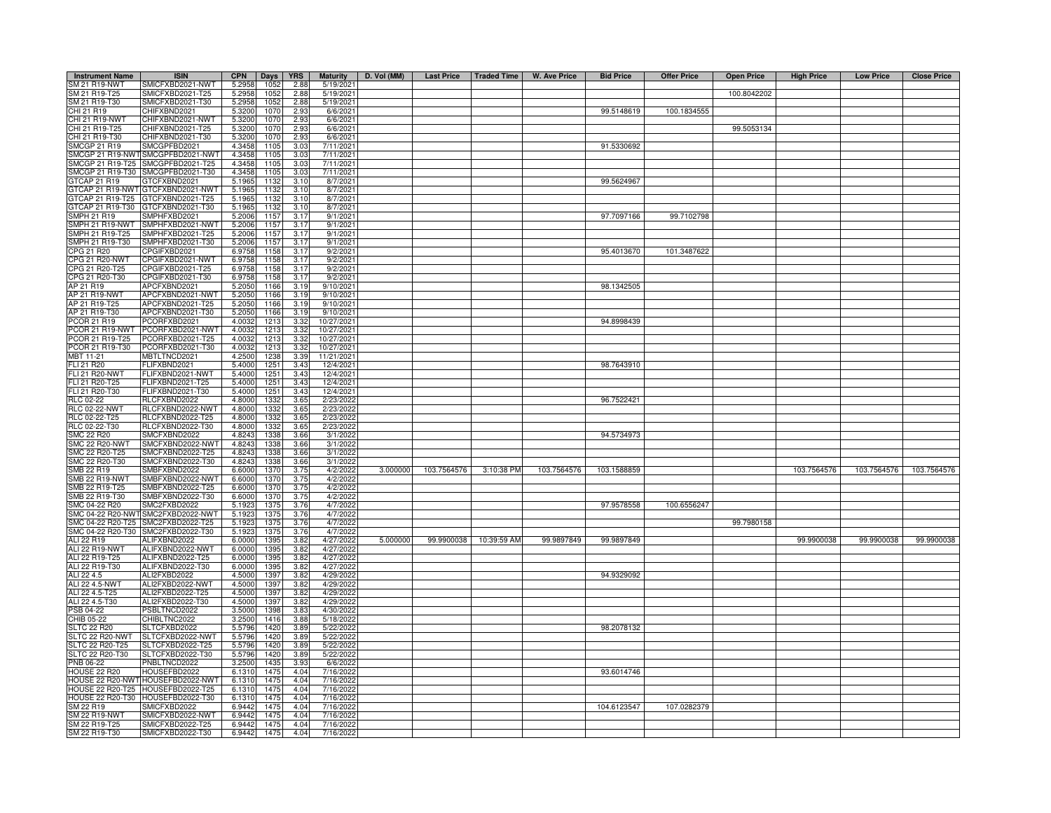| Instrument Name | ISIN | CPN | Days | YRS | Maturity | D. Vol (MM) | Last Price | Traded Time | W. Ave Price | Bid Price | Offer Price | Open Price | High Price | Low Price | Close Price |
|---|---|---|---|---|---|---|---|---|---|---|---|---|---|---|---|
| SM 21 R19-NWT | SMICFXBD2021-NWT | 5.2958 | 1052 | 2.88 | 5/19/2021 | | | | | | | | | | |
| SM 21 R19-T25 | SMICFXBD2021-T25 | 5.2958 | 1052 | 2.88 | 5/19/2021 | | | | | | | 100.8042202 | | | |
| SM 21 R19-T30 | SMICFXBD2021-T30 | 5.2958 | 1052 | 2.88 | 5/19/2021 | | | | | | | | | | |
| CHI 21 R19 | CHIFXBND2021 | 5.3200 | 1070 | 2.93 | 6/6/2021 | | | | | 99.5148619 | 100.1834555 | | | | |
| CHI 21 R19-NWT | CHIFXBND2021-NWT | 5.3200 | 1070 | 2.93 | 6/6/2021 | | | | | | | | | | |
| CHI 21 R19-T25 | CHIFXBND2021-T25 | 5.3200 | 1070 | 2.93 | 6/6/2021 | | | | | | | 99.5053134 | | | |
| CHI 21 R19-T30 | CHIFXBND2021-T30 | 5.3200 | 1070 | 2.93 | 6/6/2021 | | | | | | | | | | |
| SMCGP 21 R19 | SMCGPFBD2021 | 4.3458 | 1105 | 3.03 | 7/11/2021 | | | | | 91.5330692 | | | | | |
| SMCGP 21 R19-NWT | SMCGPFBD2021-NWT | 4.3458 | 1105 | 3.03 | 7/11/2021 | | | | | | | | | | |
| SMCGP 21 R19-T25 | SMCGPFBD2021-T25 | 4.3458 | 1105 | 3.03 | 7/11/2021 | | | | | | | | | | |
| SMCGP 21 R19-T30 | SMCGPFBD2021-T30 | 4.3458 | 1105 | 3.03 | 7/11/2021 | | | | | | | | | | |
| GTCAP 21 R19 | GTCFXBND2021 | 5.1965 | 1132 | 3.10 | 8/7/2021 | | | | | 99.5624967 | | | | | |
| GTCAP 21 R19-NWT | GTCFXBND2021-NWT | 5.1965 | 1132 | 3.10 | 8/7/2021 | | | | | | | | | | |
| GTCAP 21 R19-T25 | GTCFXBND2021-T25 | 5.1965 | 1132 | 3.10 | 8/7/2021 | | | | | | | | | | |
| GTCAP 21 R19-T30 | GTCFXBND2021-T30 | 5.1965 | 1132 | 3.10 | 8/7/2021 | | | | | | | | | | |
| SMPH 21 R19 | SMPHFXBD2021 | 5.2006 | 1157 | 3.17 | 9/1/2021 | | | | | 97.7097166 | 99.7102798 | | | | |
| SMPH 21 R19-NWT | SMPHFXBD2021-NWT | 5.2006 | 1157 | 3.17 | 9/1/2021 | | | | | | | | | | |
| SMPH 21 R19-T25 | SMPHFXBD2021-T25 | 5.2006 | 1157 | 3.17 | 9/1/2021 | | | | | | | | | | |
| SMPH 21 R19-T30 | SMPHFXBD2021-T30 | 5.2006 | 1157 | 3.17 | 9/1/2021 | | | | | | | | | | |
| CPG 21 R20 | CPGIFXBD2021 | 6.9758 | 1158 | 3.17 | 9/2/2021 | | | | | 95.4013670 | 101.3487622 | | | | |
| CPG 21 R20-NWT | CPGIFXBD2021-NWT | 6.9758 | 1158 | 3.17 | 9/2/2021 | | | | | | | | | | |
| CPG 21 R20-T25 | CPGIFXBD2021-T25 | 6.9758 | 1158 | 3.17 | 9/2/2021 | | | | | | | | | | |
| CPG 21 R20-T30 | CPGIFXBD2021-T30 | 6.9758 | 1158 | 3.17 | 9/2/2021 | | | | | | | | | | |
| AP 21 R19 | APCFXBND2021 | 5.2050 | 1166 | 3.19 | 9/10/2021 | | | | | 98.1342505 | | | | | |
| AP 21 R19-NWT | APCFXBND2021-NWT | 5.2050 | 1166 | 3.19 | 9/10/2021 | | | | | | | | | | |
| AP 21 R19-T25 | APCFXBND2021-T25 | 5.2050 | 1166 | 3.19 | 9/10/2021 | | | | | | | | | | |
| AP 21 R19-T30 | APCFXBND2021-T30 | 5.2050 | 1166 | 3.19 | 9/10/2021 | | | | | | | | | | |
| PCOR 21 R19 | PCORFXBD2021 | 4.0032 | 1213 | 3.32 | 10/27/2021 | | | | | 94.8998439 | | | | | |
| PCOR 21 R19-NWT | PCORFXBD2021-NWT | 4.0032 | 1213 | 3.32 | 10/27/2021 | | | | | | | | | | |
| PCOR 21 R19-T25 | PCORFXBD2021-T25 | 4.0032 | 1213 | 3.32 | 10/27/2021 | | | | | | | | | | |
| PCOR 21 R19-T30 | PCORFXBD2021-T30 | 4.0032 | 1213 | 3.32 | 10/27/2021 | | | | | | | | | | |
| MBT 11-21 | MBTLTNCD2021 | 4.2500 | 1238 | 3.39 | 11/21/2021 | | | | | | | | | | |
| FLI 21 R20 | FLIFXBND2021 | 5.4000 | 1251 | 3.43 | 12/4/2021 | | | | | 98.7643910 | | | | | |
| FLI 21 R20-NWT | FLIFXBND2021-NWT | 5.4000 | 1251 | 3.43 | 12/4/2021 | | | | | | | | | | |
| FLI 21 R20-T25 | FLIFXBND2021-T25 | 5.4000 | 1251 | 3.43 | 12/4/2021 | | | | | | | | | | |
| FLI 21 R20-T30 | FLIFXBND2021-T30 | 5.4000 | 1251 | 3.43 | 12/4/2021 | | | | | | | | | | |
| RLC 02-22 | RLCFXBND2022 | 4.8000 | 1332 | 3.65 | 2/23/2022 | | | | | 96.7522421 | | | | | |
| RLC 02-22-NWT | RLCFXBND2022-NWT | 4.8000 | 1332 | 3.65 | 2/23/2022 | | | | | | | | | | |
| RLC 02-22-T25 | RLCFXBND2022-T25 | 4.8000 | 1332 | 3.65 | 2/23/2022 | | | | | | | | | | |
| RLC 02-22-T30 | RLCFXBND2022-T30 | 4.8000 | 1332 | 3.65 | 2/23/2022 | | | | | | | | | | |
| SMC 22 R20 | SMCFXBND2022 | 4.8243 | 1338 | 3.66 | 3/1/2022 | | | | | 94.5734973 | | | | | |
| SMC 22 R20-NWT | SMCFXBND2022-NWT | 4.8243 | 1338 | 3.66 | 3/1/2022 | | | | | | | | | | |
| SMC 22 R20-T25 | SMCFXBND2022-T25 | 4.8243 | 1338 | 3.66 | 3/1/2022 | | | | | | | | | | |
| SMC 22 R20-T30 | SMCFXBND2022-T30 | 4.8243 | 1338 | 3.66 | 3/1/2022 | | | | | | | | | | |
| SMB 22 R19 | SMBFXBND2022 | 6.6000 | 1370 | 3.75 | 4/2/2022 | 3.000000 | 103.7564576 | 3:10:38 PM | 103.7564576 | 103.1588859 | | | 103.7564576 | 103.7564576 | 103.7564576 |
| SMB 22 R19-NWT | SMBFXBND2022-NWT | 6.6000 | 1370 | 3.75 | 4/2/2022 | | | | | | | | | | |
| SMB 22 R19-T25 | SMBFXBND2022-T25 | 6.6000 | 1370 | 3.75 | 4/2/2022 | | | | | | | | | | |
| SMB 22 R19-T30 | SMBFXBND2022-T30 | 6.6000 | 1370 | 3.75 | 4/2/2022 | | | | | | | | | | |
| SMC 04-22 R20 | SMC2FXBD2022 | 5.1923 | 1375 | 3.76 | 4/7/2022 | | | | | 97.9578558 | 100.6556247 | | | | |
| SMC 04-22 R20-NWT | SMC2FXBD2022-NWT | 5.1923 | 1375 | 3.76 | 4/7/2022 | | | | | | | | | | |
| SMC 04-22 R20-T25 | SMC2FXBD2022-T25 | 5.1923 | 1375 | 3.76 | 4/7/2022 | | | | | | | 99.7980158 | | | |
| SMC 04-22 R20-T30 | SMC2FXBD2022-T30 | 5.1923 | 1375 | 3.76 | 4/7/2022 | | | | | | | | | | |
| ALI 22 R19 | ALIFXBND2022 | 6.0000 | 1395 | 3.82 | 4/27/2022 | 5.000000 | 99.9900038 | 10:39:59 AM | 99.9897849 | 99.9897849 | | | 99.9900038 | 99.9900038 | 99.9900038 |
| ALI 22 R19-NWT | ALIFXBND2022-NWT | 6.0000 | 1395 | 3.82 | 4/27/2022 | | | | | | | | | | |
| ALI 22 R19-T25 | ALIFXBND2022-T25 | 6.0000 | 1395 | 3.82 | 4/27/2022 | | | | | | | | | | |
| ALI 22 R19-T30 | ALIFXBND2022-T30 | 6.0000 | 1395 | 3.82 | 4/27/2022 | | | | | | | | | | |
| ALI 22 4.5 | ALI2FXBD2022 | 4.5000 | 1397 | 3.82 | 4/29/2022 | | | | | 94.9329092 | | | | | |
| ALI 22 4.5-NWT | ALI2FXBD2022-NWT | 4.5000 | 1397 | 3.82 | 4/29/2022 | | | | | | | | | | |
| ALI 22 4.5-T25 | ALI2FXBD2022-T25 | 4.5000 | 1397 | 3.82 | 4/29/2022 | | | | | | | | | | |
| ALI 22 4.5-T30 | ALI2FXBD2022-T30 | 4.5000 | 1397 | 3.82 | 4/29/2022 | | | | | | | | | | |
| PSB 04-22 | PSBLTNCD2022 | 3.5000 | 1398 | 3.83 | 4/30/2022 | | | | | | | | | | |
| CHIB 05-22 | CHIBLTNC2022 | 3.2500 | 1416 | 3.88 | 5/18/2022 | | | | | | | | | | |
| SLTC 22 R20 | SLTCFXBD2022 | 5.5796 | 1420 | 3.89 | 5/22/2022 | | | | | 98.2078132 | | | | | |
| SLTC 22 R20-NWT | SLTCFXBD2022-NWT | 5.5796 | 1420 | 3.89 | 5/22/2022 | | | | | | | | | | |
| SLTC 22 R20-T25 | SLTCFXBD2022-T25 | 5.5796 | 1420 | 3.89 | 5/22/2022 | | | | | | | | | | |
| SLTC 22 R20-T30 | SLTCFXBD2022-T30 | 5.5796 | 1420 | 3.89 | 5/22/2022 | | | | | | | | | | |
| PNB 06-22 | PNBLTNCD2022 | 3.2500 | 1435 | 3.93 | 6/6/2022 | | | | | | | | | | |
| HOUSE 22 R20 | HOUSEFBD2022 | 6.1310 | 1475 | 4.04 | 7/16/2022 | | | | | 93.6014746 | | | | | |
| HOUSE 22 R20-NWT | HOUSEFBD2022-NWT | 6.1310 | 1475 | 4.04 | 7/16/2022 | | | | | | | | | | |
| HOUSE 22 R20-T25 | HOUSEFBD2022-T25 | 6.1310 | 1475 | 4.04 | 7/16/2022 | | | | | | | | | | |
| HOUSE 22 R20-T30 | HOUSEFBD2022-T30 | 6.1310 | 1475 | 4.04 | 7/16/2022 | | | | | | | | | | |
| SM 22 R19 | SMICFXBD2022 | 6.9442 | 1475 | 4.04 | 7/16/2022 | | | | | 104.6123547 | 107.0282379 | | | | |
| SM 22 R19-NWT | SMICFXBD2022-NWT | 6.9442 | 1475 | 4.04 | 7/16/2022 | | | | | | | | | | |
| SM 22 R19-T25 | SMICFXBD2022-T25 | 6.9442 | 1475 | 4.04 | 7/16/2022 | | | | | | | | | | |
| SM 22 R19-T30 | SMICFXBD2022-T30 | 6.9442 | 1475 | 4.04 | 7/16/2022 | | | | | | | | | | |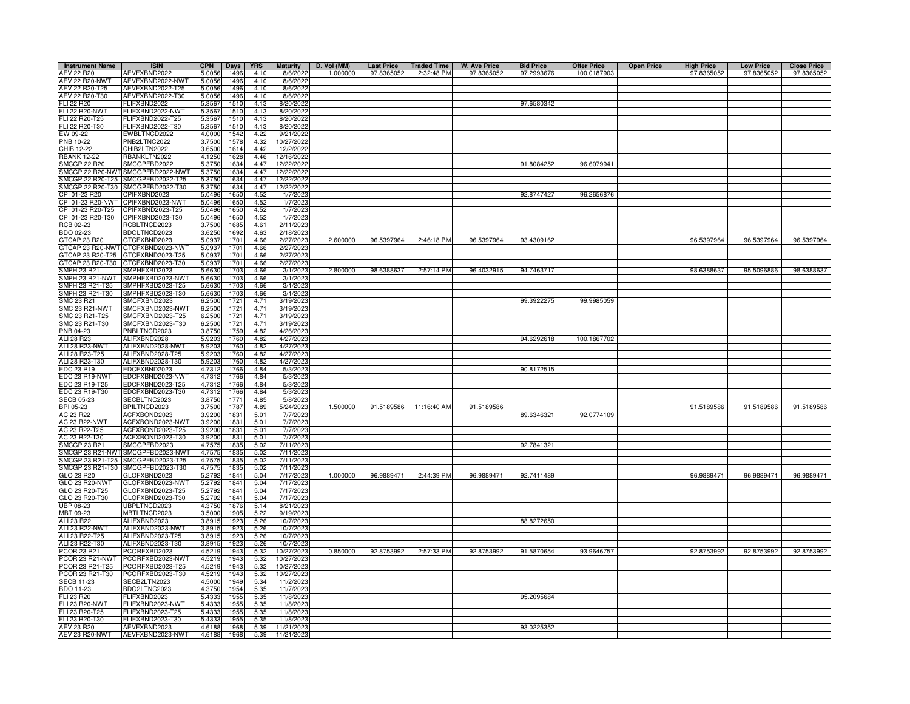| Instrument Name | ISIN | CPN | Days | YRS | Maturity | D. Vol (MM) | Last Price | Traded Time | W. Ave Price | Bid Price | Offer Price | Open Price | High Price | Low Price | Close Price |
|---|---|---|---|---|---|---|---|---|---|---|---|---|---|---|---|
| AEV 22 R20 | AEVFXBND2022 | 5.0056 | 1496 | 4.10 | 8/6/2022 | 1.000000 | 97.8365052 | 2:32:48 PM | 97.8365052 | 97.2993676 | 100.0187903 | | 97.8365052 | 97.8365052 | 97.8365052 |
| AEV 22 R20-NWT | AEVFXBND2022-NWT | 5.0056 | 1496 | 4.10 | 8/6/2022 | | | | | | | | | | |
| AEV 22 R20-T25 | AEVFXBND2022-T25 | 5.0056 | 1496 | 4.10 | 8/6/2022 | | | | | | | | | | |
| AEV 22 R20-T30 | AEVFXBND2022-T30 | 5.0056 | 1496 | 4.10 | 8/6/2022 | | | | | | | | | | |
| FLI 22 R20 | FLIFXBND2022 | 5.3567 | 1510 | 4.13 | 8/20/2022 | | | | | 97.6580342 | | | | | |
| FLI 22 R20-NWT | FLIFXBND2022-NWT | 5.3567 | 1510 | 4.13 | 8/20/2022 | | | | | | | | | | |
| FLI 22 R20-T25 | FLIFXBND2022-T25 | 5.3567 | 1510 | 4.13 | 8/20/2022 | | | | | | | | | | |
| FLI 22 R20-T30 | FLIFXBND2022-T30 | 5.3567 | 1510 | 4.13 | 8/20/2022 | | | | | | | | | | |
| EW 09-22 | EWBLTNCD2022 | 4.0000 | 1542 | 4.22 | 9/21/2022 | | | | | | | | | | |
| PNB 10-22 | PNB2LTNC2022 | 3.7500 | 1578 | 4.32 | 10/27/2022 | | | | | | | | | | |
| CHIB 12-22 | CHIB2LTN2022 | 3.6500 | 1614 | 4.42 | 12/2/2022 | | | | | | | | | | |
| RBANK 12-22 | RBANKLTN2022 | 4.1250 | 1628 | 4.46 | 12/16/2022 | | | | | | | | | | |
| SMCGP 22 R20 | SMCGPFBD2022 | 5.3750 | 1634 | 4.47 | 12/22/2022 | | | | | 91.8084252 | 96.6079941 | | | | |
| SMCGP 22 R20-NWT | SMCGPFBD2022-NWT | 5.3750 | 1634 | 4.47 | 12/22/2022 | | | | | | | | | | |
| SMCGP 22 R20-T25 | SMCGPFBD2022-T25 | 5.3750 | 1634 | 4.47 | 12/22/2022 | | | | | | | | | | |
| SMCGP 22 R20-T30 | SMCGPFBD2022-T30 | 5.3750 | 1634 | 4.47 | 12/22/2022 | | | | | | | | | | |
| CPI 01-23 R20 | CPIFXBND2023 | 5.0496 | 1650 | 4.52 | 1/7/2023 | | | | | 92.8747427 | 96.2656876 | | | | |
| CPI 01-23 R20-NWT | CPIFXBND2023-NWT | 5.0496 | 1650 | 4.52 | 1/7/2023 | | | | | | | | | | |
| CPI 01-23 R20-T25 | CPIFXBND2023-T25 | 5.0496 | 1650 | 4.52 | 1/7/2023 | | | | | | | | | | |
| CPI 01-23 R20-T30 | CPIFXBND2023-T30 | 5.0496 | 1650 | 4.52 | 1/7/2023 | | | | | | | | | | |
| RCB 02-23 | RCBLTNCD2023 | 3.7500 | 1685 | 4.61 | 2/11/2023 | | | | | | | | | | |
| BDO 02-23 | BDOLTNCD2023 | 3.6250 | 1692 | 4.63 | 2/18/2023 | | | | | | | | | | |
| GTCAP 23 R20 | GTCFXBND2023 | 5.0937 | 1701 | 4.66 | 2/27/2023 | 2.600000 | 96.5397964 | 2:46:18 PM | 96.5397964 | 93.4309162 | | | 96.5397964 | 96.5397964 | 96.5397964 |
| GTCAP 23 R20-NWT | GTCFXBND2023-NWT | 5.0937 | 1701 | 4.66 | 2/27/2023 | | | | | | | | | | |
| GTCAP 23 R20-T25 | GTCFXBND2023-T25 | 5.0937 | 1701 | 4.66 | 2/27/2023 | | | | | | | | | | |
| GTCAP 23 R20-T30 | GTCFXBND2023-T30 | 5.0937 | 1701 | 4.66 | 2/27/2023 | | | | | | | | | | |
| SMPH 23 R21 | SMPHFXBD2023 | 5.6630 | 1703 | 4.66 | 3/1/2023 | 2.800000 | 98.6388637 | 2:57:14 PM | 96.4032915 | 94.7463717 | | | 98.6388637 | 95.5096886 | 98.6388637 |
| SMPH 23 R21-NWT | SMPHFXBD2023-NWT | 5.6630 | 1703 | 4.66 | 3/1/2023 | | | | | | | | | | |
| SMPH 23 R21-T25 | SMPHFXBD2023-T25 | 5.6630 | 1703 | 4.66 | 3/1/2023 | | | | | | | | | | |
| SMPH 23 R21-T30 | SMPHFXBD2023-T30 | 5.6630 | 1703 | 4.66 | 3/1/2023 | | | | | | | | | | |
| SMC 23 R21 | SMCFXBND2023 | 6.2500 | 1721 | 4.71 | 3/19/2023 | | | | | 99.3922275 | 99.9985059 | | | | |
| SMC 23 R21-NWT | SMCFXBND2023-NWT | 6.2500 | 1721 | 4.71 | 3/19/2023 | | | | | | | | | | |
| SMC 23 R21-T25 | SMCFXBND2023-T25 | 6.2500 | 1721 | 4.71 | 3/19/2023 | | | | | | | | | | |
| SMC 23 R21-T30 | SMCFXBND2023-T30 | 6.2500 | 1721 | 4.71 | 3/19/2023 | | | | | | | | | | |
| PNB 04-23 | PNBLTNCD2023 | 3.8750 | 1759 | 4.82 | 4/26/2023 | | | | | | | | | | |
| ALI 28 R23 | ALIFXBND2028 | 5.9203 | 1760 | 4.82 | 4/27/2023 | | | | | 94.6292618 | 100.1867702 | | | | |
| ALI 28 R23-NWT | ALIFXBND2028-NWT | 5.9203 | 1760 | 4.82 | 4/27/2023 | | | | | | | | | | |
| ALI 28 R23-T25 | ALIFXBND2028-T25 | 5.9203 | 1760 | 4.82 | 4/27/2023 | | | | | | | | | | |
| ALI 28 R23-T30 | ALIFXBND2028-T30 | 5.9203 | 1760 | 4.82 | 4/27/2023 | | | | | | | | | | |
| EDC 23 R19 | EDCFXBND2023 | 4.7312 | 1766 | 4.84 | 5/3/2023 | | | | | 90.8172515 | | | | | |
| EDC 23 R19-NWT | EDCFXBND2023-NWT | 4.7312 | 1766 | 4.84 | 5/3/2023 | | | | | | | | | | |
| EDC 23 R19-T25 | EDCFXBND2023-T25 | 4.7312 | 1766 | 4.84 | 5/3/2023 | | | | | | | | | | |
| EDC 23 R19-T30 | EDCFXBND2023-T30 | 4.7312 | 1766 | 4.84 | 5/3/2023 | | | | | | | | | | |
| SECB 05-23 | SECBLTNC2023 | 3.8750 | 1771 | 4.85 | 5/8/2023 | | | | | | | | | | |
| BPI 05-23 | BPILTNCD2023 | 3.7500 | 1787 | 4.89 | 5/24/2023 | 1.500000 | 91.5189586 | 11:16:40 AM | 91.5189586 | | | | 91.5189586 | 91.5189586 | 91.5189586 |
| AC 23 R22 | ACFXBOND2023 | 3.9200 | 1831 | 5.01 | 7/7/2023 | | | | | 89.6346321 | 92.0774109 | | | | |
| AC 23 R22-NWT | ACFXBOND2023-NWT | 3.9200 | 1831 | 5.01 | 7/7/2023 | | | | | | | | | | |
| AC 23 R22-T25 | ACFXBOND2023-T25 | 3.9200 | 1831 | 5.01 | 7/7/2023 | | | | | | | | | | |
| AC 23 R22-T30 | ACFXBOND2023-T30 | 3.9200 | 1831 | 5.01 | 7/7/2023 | | | | | | | | | | |
| SMCGP 23 R21 | SMCGPFBD2023 | 4.7575 | 1835 | 5.02 | 7/11/2023 | | | | | 92.7841321 | | | | | |
| SMCGP 23 R21-NWT | SMCGPFBD2023-NWT | 4.7575 | 1835 | 5.02 | 7/11/2023 | | | | | | | | | | |
| SMCGP 23 R21-T25 | SMCGPFBD2023-T25 | 4.7575 | 1835 | 5.02 | 7/11/2023 | | | | | | | | | | |
| SMCGP 23 R21-T30 | SMCGPFBD2023-T30 | 4.7575 | 1835 | 5.02 | 7/11/2023 | | | | | | | | | | |
| GLO 23 R20 | GLOFXBND2023 | 5.2792 | 1841 | 5.04 | 7/17/2023 | 1.000000 | 96.9889471 | 2:44:39 PM | 96.9889471 | 92.7411489 | | | 96.9889471 | 96.9889471 | 96.9889471 |
| GLO 23 R20-NWT | GLOFXBND2023-NWT | 5.2792 | 1841 | 5.04 | 7/17/2023 | | | | | | | | | | |
| GLO 23 R20-T25 | GLOFXBND2023-T25 | 5.2792 | 1841 | 5.04 | 7/17/2023 | | | | | | | | | | |
| GLO 23 R20-T30 | GLOFXBND2023-T30 | 5.2792 | 1841 | 5.04 | 7/17/2023 | | | | | | | | | | |
| UBP 08-23 | UBPLTNCD2023 | 4.3750 | 1876 | 5.14 | 8/21/2023 | | | | | | | | | | |
| MBT 09-23 | MBTLTNCD2023 | 3.5000 | 1905 | 5.22 | 9/19/2023 | | | | | | | | | | |
| ALI 23 R22 | ALIFXBND2023 | 3.8915 | 1923 | 5.26 | 10/7/2023 | | | | | 88.8272650 | | | | | |
| ALI 23 R22-NWT | ALIFXBND2023-NWT | 3.8915 | 1923 | 5.26 | 10/7/2023 | | | | | | | | | | |
| ALI 23 R22-T25 | ALIFXBND2023-T25 | 3.8915 | 1923 | 5.26 | 10/7/2023 | | | | | | | | | | |
| ALI 23 R22-T30 | ALIFXBND2023-T30 | 3.8915 | 1923 | 5.26 | 10/7/2023 | | | | | | | | | | |
| PCOR 23 R21 | PCORFXBD2023 | 4.5219 | 1943 | 5.32 | 10/27/2023 | 0.850000 | 92.8753992 | 2:57:33 PM | 92.8753992 | 91.5870654 | 93.9646757 | | 92.8753992 | 92.8753992 | 92.8753992 |
| PCOR 23 R21-NWT | PCORFXBD2023-NWT | 4.5219 | 1943 | 5.32 | 10/27/2023 | | | | | | | | | | |
| PCOR 23 R21-T25 | PCORFXBD2023-T25 | 4.5219 | 1943 | 5.32 | 10/27/2023 | | | | | | | | | | |
| PCOR 23 R21-T30 | PCORFXBD2023-T30 | 4.5219 | 1943 | 5.32 | 10/27/2023 | | | | | | | | | | |
| SECB 11-23 | SECB2LTN2023 | 4.5000 | 1949 | 5.34 | 11/2/2023 | | | | | | | | | | |
| BDO 11-23 | BDO2LTNC2023 | 4.3750 | 1954 | 5.35 | 11/7/2023 | | | | | | | | | | |
| FLI 23 R20 | FLIFXBND2023 | 5.4333 | 1955 | 5.35 | 11/8/2023 | | | | | 95.2095684 | | | | | |
| FLI 23 R20-NWT | FLIFXBND2023-NWT | 5.4333 | 1955 | 5.35 | 11/8/2023 | | | | | | | | | | |
| FLI 23 R20-T25 | FLIFXBND2023-T25 | 5.4333 | 1955 | 5.35 | 11/8/2023 | | | | | | | | | | |
| FLI 23 R20-T30 | FLIFXBND2023-T30 | 5.4333 | 1955 | 5.35 | 11/8/2023 | | | | | | | | | | |
| AEV 23 R20 | AEVFXBND2023 | 4.6188 | 1968 | 5.39 | 11/21/2023 | | | | | 93.0225352 | | | | | |
| AEV 23 R20-NWT | AEVFXBND2023-NWT | 4.6188 | 1968 | 5.39 | 11/21/2023 | | | | | | | | | | |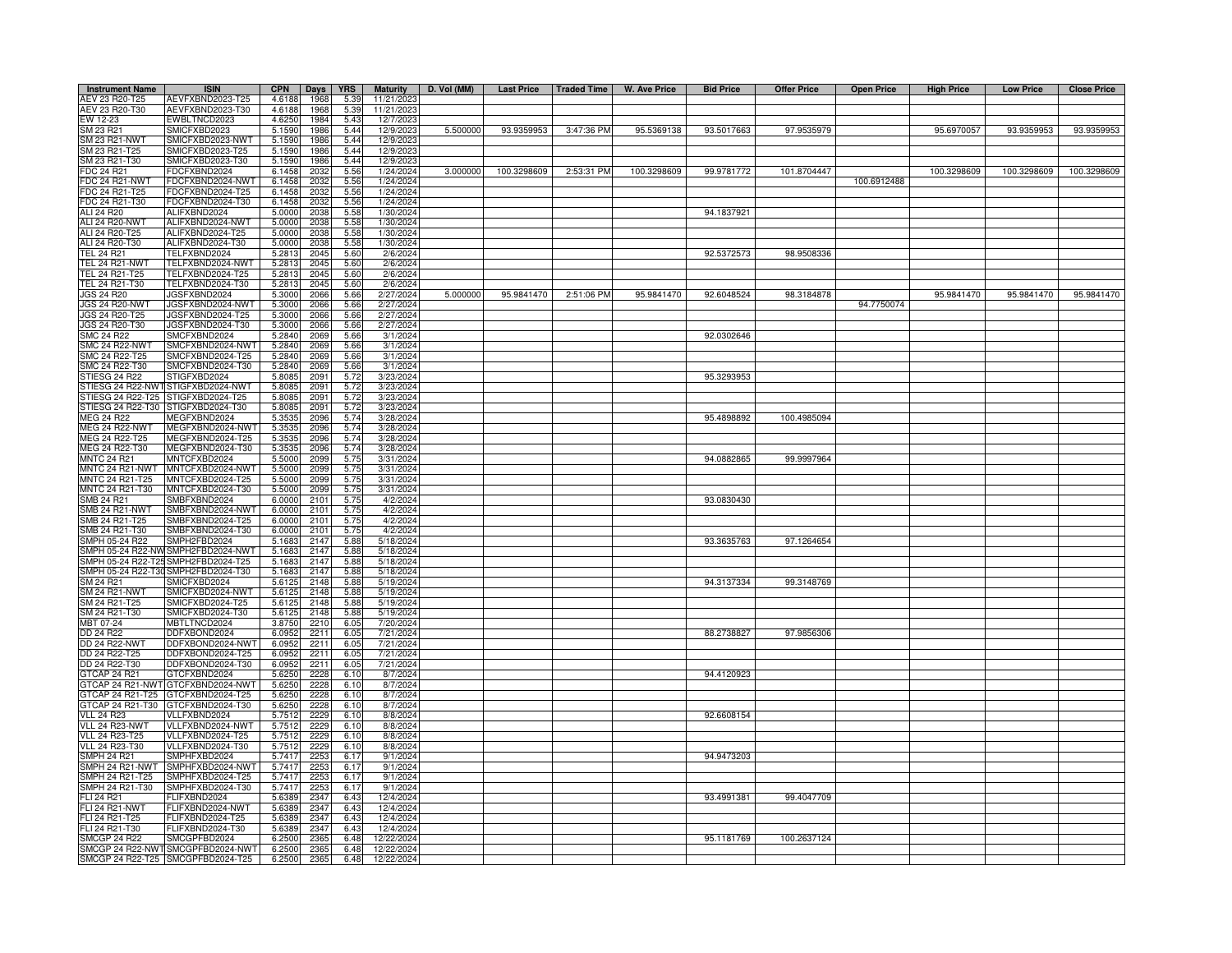| Instrument Name | ISIN | CPN | Days | YRS | Maturity | D. Vol (MM) | Last Price | Traded Time | W. Ave Price | Bid Price | Offer Price | Open Price | High Price | Low Price | Close Price |
|---|---|---|---|---|---|---|---|---|---|---|---|---|---|---|---|
| AEV 23 R20-T25 | AEVFXBND2023-T25 | 4.6188 | 1968 | 5.39 | 11/21/2023 | | | | | | | | | | |
| AEV 23 R20-T30 | AEVFXBND2023-T30 | 4.6188 | 1968 | 5.39 | 11/21/2023 | | | | | | | | | | |
| EW 12-23 | EWBLTNCD2023 | 4.6250 | 1984 | 5.43 | 12/7/2023 | | | | | | | | | | |
| SM 23 R21 | SMICFXBD2023 | 5.1590 | 1986 | 5.44 | 12/9/2023 | 5.500000 | 93.9359953 | 3:47:36 PM | 95.5369138 | 93.5017663 | 97.9535979 | | 95.6970057 | 93.9359953 | 93.9359953 |
| SM 23 R21-NWT | SMICFXBD2023-NWT | 5.1590 | 1986 | 5.44 | 12/9/2023 | | | | | | | | | | |
| SM 23 R21-T25 | SMICFXBD2023-T25 | 5.1590 | 1986 | 5.44 | 12/9/2023 | | | | | | | | | | |
| SM 23 R21-T30 | SMICFXBD2023-T30 | 5.1590 | 1986 | 5.44 | 12/9/2023 | | | | | | | | | | |
| FDC 24 R21 | FDCFXBND2024 | 6.1458 | 2032 | 5.56 | 1/24/2024 | 3.000000 | 100.3298609 | 2:53:31 PM | 100.3298609 | 99.9781772 | 101.8704447 | | 100.3298609 | 100.3298609 | 100.3298609 |
| FDC 24 R21-NWT | FDCFXBND2024-NWT | 6.1458 | 2032 | 5.56 | 1/24/2024 | | | | | | | 100.6912488 | | | |
| FDC 24 R21-T25 | FDCFXBND2024-T25 | 6.1458 | 2032 | 5.56 | 1/24/2024 | | | | | | | | | | |
| FDC 24 R21-T30 | FDCFXBND2024-T30 | 6.1458 | 2032 | 5.56 | 1/24/2024 | | | | | | | | | | |
| ALI 24 R20 | ALIFXBND2024 | 5.0000 | 2038 | 5.58 | 1/30/2024 | | | | | 94.1837921 | | | | | |
| ALI 24 R20-NWT | ALIFXBND2024-NWT | 5.0000 | 2038 | 5.58 | 1/30/2024 | | | | | | | | | | |
| ALI 24 R20-T25 | ALIFXBND2024-T25 | 5.0000 | 2038 | 5.58 | 1/30/2024 | | | | | | | | | | |
| ALI 24 R20-T30 | ALIFXBND2024-T30 | 5.0000 | 2038 | 5.58 | 1/30/2024 | | | | | | | | | | |
| TEL 24 R21 | TELFXBND2024 | 5.2813 | 2045 | 5.60 | 2/6/2024 | | | | | 92.5372573 | 98.9508336 | | | | |
| TEL 24 R21-NWT | TELFXBND2024-NWT | 5.2813 | 2045 | 5.60 | 2/6/2024 | | | | | | | | | | |
| TEL 24 R21-T25 | TELFXBND2024-T25 | 5.2813 | 2045 | 5.60 | 2/6/2024 | | | | | | | | | | |
| TEL 24 R21-T30 | TELFXBND2024-T30 | 5.2813 | 2045 | 5.60 | 2/6/2024 | | | | | | | | | | |
| JGS 24 R20 | JGSFXBND2024 | 5.3000 | 2066 | 5.66 | 2/27/2024 | 5.000000 | 95.9841470 | 2:51:06 PM | 95.9841470 | 92.6048524 | 98.3184878 | | 95.9841470 | 95.9841470 | 95.9841470 |
| JGS 24 R20-NWT | JGSFXBND2024-NWT | 5.3000 | 2066 | 5.66 | 2/27/2024 | | | | | | | 94.7750074 | | | |
| JGS 24 R20-T25 | JGSFXBND2024-T25 | 5.3000 | 2066 | 5.66 | 2/27/2024 | | | | | | | | | | |
| JGS 24 R20-T30 | JGSFXBND2024-T30 | 5.3000 | 2066 | 5.66 | 2/27/2024 | | | | | | | | | | |
| SMC 24 R22 | SMCFXBND2024 | 5.2840 | 2069 | 5.66 | 3/1/2024 | | | | | 92.0302646 | | | | | |
| SMC 24 R22-NWT | SMCFXBND2024-NWT | 5.2840 | 2069 | 5.66 | 3/1/2024 | | | | | | | | | | |
| SMC 24 R22-T25 | SMCFXBND2024-T25 | 5.2840 | 2069 | 5.66 | 3/1/2024 | | | | | | | | | | |
| SMC 24 R22-T30 | SMCFXBND2024-T30 | 5.2840 | 2069 | 5.66 | 3/1/2024 | | | | | | | | | | |
| STIESG 24 R22 | STIGFXBD2024 | 5.8085 | 2091 | 5.72 | 3/23/2024 | | | | | 95.3293953 | | | | | |
| STIESG 24 R22-NWT | STIGFXBD2024-NWT | 5.8085 | 2091 | 5.72 | 3/23/2024 | | | | | | | | | | |
| STIESG 24 R22-T25 | STIGFXBD2024-T25 | 5.8085 | 2091 | 5.72 | 3/23/2024 | | | | | | | | | | |
| STIESG 24 R22-T30 | STIGFXBD2024-T30 | 5.8085 | 2091 | 5.72 | 3/23/2024 | | | | | | | | | | |
| MEG 24 R22 | MEGFXBND2024 | 5.3535 | 2096 | 5.74 | 3/28/2024 | | | | | 95.4898892 | 100.4985094 | | | | |
| MEG 24 R22-NWT | MEGFXBND2024-NWT | 5.3535 | 2096 | 5.74 | 3/28/2024 | | | | | | | | | | |
| MEG 24 R22-T25 | MEGFXBND2024-T25 | 5.3535 | 2096 | 5.74 | 3/28/2024 | | | | | | | | | | |
| MEG 24 R22-T30 | MEGFXBND2024-T30 | 5.3535 | 2096 | 5.74 | 3/28/2024 | | | | | | | | | | |
| MNTC 24 R21 | MNTCFXBD2024 | 5.5000 | 2099 | 5.75 | 3/31/2024 | | | | | 94.0882865 | 99.9997964 | | | | |
| MNTC 24 R21-NWT | MNTCFXBD2024-NWT | 5.5000 | 2099 | 5.75 | 3/31/2024 | | | | | | | | | | |
| MNTC 24 R21-T25 | MNTCFXBD2024-T25 | 5.5000 | 2099 | 5.75 | 3/31/2024 | | | | | | | | | | |
| MNTC 24 R21-T30 | MNTCFXBD2024-T30 | 5.5000 | 2099 | 5.75 | 3/31/2024 | | | | | | | | | | |
| SMB 24 R21 | SMBFXBND2024 | 6.0000 | 2101 | 5.75 | 4/2/2024 | | | | | 93.0830430 | | | | | |
| SMB 24 R21-NWT | SMBFXBND2024-NWT | 6.0000 | 2101 | 5.75 | 4/2/2024 | | | | | | | | | | |
| SMB 24 R21-T25 | SMBFXBND2024-T25 | 6.0000 | 2101 | 5.75 | 4/2/2024 | | | | | | | | | | |
| SMB 24 R21-T30 | SMBFXBND2024-T30 | 6.0000 | 2101 | 5.75 | 4/2/2024 | | | | | | | | | | |
| SMPH 05-24 R22 | SMPH2FBD2024 | 5.1683 | 2147 | 5.88 | 5/18/2024 | | | | | 93.3635763 | 97.1264654 | | | | |
| SMPH 05-24 R22-NWT | SMPH2FBD2024-NWT | 5.1683 | 2147 | 5.88 | 5/18/2024 | | | | | | | | | | |
| SMPH 05-24 R22-T25 | SMPH2FBD2024-T25 | 5.1683 | 2147 | 5.88 | 5/18/2024 | | | | | | | | | | |
| SMPH 05-24 R22-T30 | SMPH2FBD2024-T30 | 5.1683 | 2147 | 5.88 | 5/18/2024 | | | | | | | | | | |
| SM 24 R21 | SMICFXBD2024 | 5.6125 | 2148 | 5.88 | 5/19/2024 | | | | | 94.3137334 | 99.3148769 | | | | |
| SM 24 R21-NWT | SMICFXBD2024-NWT | 5.6125 | 2148 | 5.88 | 5/19/2024 | | | | | | | | | | |
| SM 24 R21-T25 | SMICFXBD2024-T25 | 5.6125 | 2148 | 5.88 | 5/19/2024 | | | | | | | | | | |
| SM 24 R21-T30 | SMICFXBD2024-T30 | 5.6125 | 2148 | 5.88 | 5/19/2024 | | | | | | | | | | |
| MBT 07-24 | MBTLTNCD2024 | 3.8750 | 2210 | 6.05 | 7/20/2024 | | | | | | | | | | |
| DD 24 R22 | DDFXBOND2024 | 6.0952 | 2211 | 6.05 | 7/21/2024 | | | | | 88.2738827 | 97.9856306 | | | | |
| DD 24 R22-NWT | DDFXBOND2024-NWT | 6.0952 | 2211 | 6.05 | 7/21/2024 | | | | | | | | | | |
| DD 24 R22-T25 | DDFXBOND2024-T25 | 6.0952 | 2211 | 6.05 | 7/21/2024 | | | | | | | | | | |
| DD 24 R22-T30 | DDFXBOND2024-T30 | 6.0952 | 2211 | 6.05 | 7/21/2024 | | | | | | | | | | |
| GTCAP 24 R21 | GTCFXBND2024 | 5.6250 | 2228 | 6.10 | 8/7/2024 | | | | | 94.4120923 | | | | | |
| GTCAP 24 R21-NWT | GTCFXBND2024-NWT | 5.6250 | 2228 | 6.10 | 8/7/2024 | | | | | | | | | | |
| GTCAP 24 R21-T25 | GTCFXBND2024-T25 | 5.6250 | 2228 | 6.10 | 8/7/2024 | | | | | | | | | | |
| GTCAP 24 R21-T30 | GTCFXBND2024-T30 | 5.6250 | 2228 | 6.10 | 8/7/2024 | | | | | | | | | | |
| VLL 24 R23 | VLLFXBND2024 | 5.7512 | 2229 | 6.10 | 8/8/2024 | | | | | 92.6608154 | | | | | |
| VLL 24 R23-NWT | VLLFXBND2024-NWT | 5.7512 | 2229 | 6.10 | 8/8/2024 | | | | | | | | | | |
| VLL 24 R23-T25 | VLLFXBND2024-T25 | 5.7512 | 2229 | 6.10 | 8/8/2024 | | | | | | | | | | |
| VLL 24 R23-T30 | VLLFXBND2024-T30 | 5.7512 | 2229 | 6.10 | 8/8/2024 | | | | | | | | | | |
| SMPH 24 R21 | SMPHFXBD2024 | 5.7417 | 2253 | 6.17 | 9/1/2024 | | | | | 94.9473203 | | | | | |
| SMPH 24 R21-NWT | SMPHFXBD2024-NWT | 5.7417 | 2253 | 6.17 | 9/1/2024 | | | | | | | | | | |
| SMPH 24 R21-T25 | SMPHFXBD2024-T25 | 5.7417 | 2253 | 6.17 | 9/1/2024 | | | | | | | | | | |
| SMPH 24 R21-T30 | SMPHFXBD2024-T30 | 5.7417 | 2253 | 6.17 | 9/1/2024 | | | | | | | | | | |
| FLI 24 R21 | FLIFXBND2024 | 5.6389 | 2347 | 6.43 | 12/4/2024 | | | | | 93.4991381 | 99.4047709 | | | | |
| FLI 24 R21-NWT | FLIFXBND2024-NWT | 5.6389 | 2347 | 6.43 | 12/4/2024 | | | | | | | | | | |
| FLI 24 R21-T25 | FLIFXBND2024-T25 | 5.6389 | 2347 | 6.43 | 12/4/2024 | | | | | | | | | | |
| FLI 24 R21-T30 | FLIFXBND2024-T30 | 5.6389 | 2347 | 6.43 | 12/4/2024 | | | | | | | | | | |
| SMCGP 24 R22 | SMCGPFBD2024 | 6.2500 | 2365 | 6.48 | 12/22/2024 | | | | | 95.1181769 | 100.2637124 | | | | |
| SMCGP 24 R22-NWT | SMCGPFBD2024-NWT | 6.2500 | 2365 | 6.48 | 12/22/2024 | | | | | | | | | | |
| SMCGP 24 R22-T25 | SMCGPFBD2024-T25 | 6.2500 | 2365 | 6.48 | 12/22/2024 | | | | | | | | | | |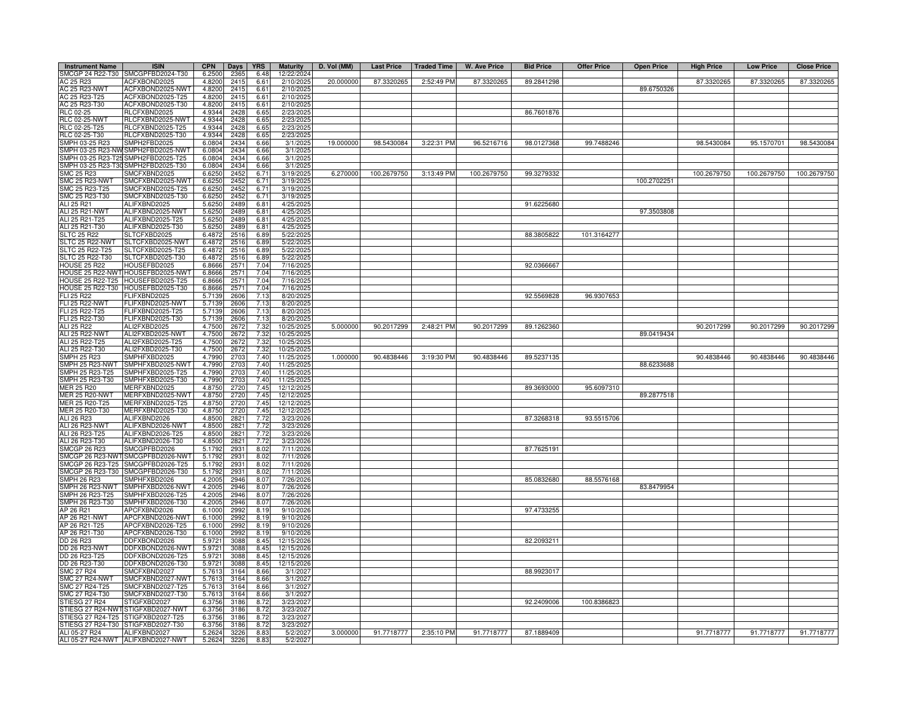| Instrument Name | ISIN | CPN | Days | YRS | Maturity | D. Vol (MM) | Last Price | Traded Time | W. Ave Price | Bid Price | Offer Price | Open Price | High Price | Low Price | Close Price |
|---|---|---|---|---|---|---|---|---|---|---|---|---|---|---|---|
| SMCGP 24 R22-T30 | SMCGPFBD2024-T30 | 6.2500 | 2365 | 6.48 | 12/22/2024 | | | | | | | | | | |
| AC 25 R23 | ACFXBOND2025 | 4.8200 | 2415 | 6.61 | 2/10/2025 | 20.000000 | 87.3320265 | 2:52:49 PM | 87.3320265 | 89.2841298 | | | 87.3320265 | 87.3320265 | 87.3320265 |
| AC 25 R23-NWT | ACFXBOND2025-NWT | 4.8200 | 2415 | 6.61 | 2/10/2025 | | | | | | | 89.6750326 | | | |
| AC 25 R23-T25 | ACFXBOND2025-T25 | 4.8200 | 2415 | 6.61 | 2/10/2025 | | | | | | | | | | |
| AC 25 R23-T30 | ACFXBOND2025-T30 | 4.8200 | 2415 | 6.61 | 2/10/2025 | | | | | | | | | | |
| RLC 02-25 | RLCFXBND2025 | 4.9344 | 2428 | 6.65 | 2/23/2025 | | | | | 86.7601876 | | | | | |
| RLC 02-25-NWT | RLCFXBND2025-NWT | 4.9344 | 2428 | 6.65 | 2/23/2025 | | | | | | | | | | |
| RLC 02-25-T25 | RLCFXBND2025-T25 | 4.9344 | 2428 | 6.65 | 2/23/2025 | | | | | | | | | | |
| RLC 02-25-T30 | RLCFXBND2025-T30 | 4.9344 | 2428 | 6.65 | 2/23/2025 | | | | | | | | | | |
| SMPH 03-25 R23 | SMPH2FBD2025 | 6.0804 | 2434 | 6.66 | 3/1/2025 | 19.000000 | 98.5430084 | 3:22:31 PM | 96.5216716 | 98.0127368 | 99.7488246 | | 98.5430084 | 95.1570701 | 98.5430084 |
| SMPH 03-25 R23-NWT | SMPH2FBD2025-NWT | 6.0804 | 2434 | 6.66 | 3/1/2025 | | | | | | | | | | |
| SMPH 03-25 R23-T25 | SMPH2FBD2025-T25 | 6.0804 | 2434 | 6.66 | 3/1/2025 | | | | | | | | | | |
| SMPH 03-25 R23-T30 | SMPH2FBD2025-T30 | 6.0804 | 2434 | 6.66 | 3/1/2025 | | | | | | | | | | |
| SMC 25 R23 | SMCFXBND2025 | 6.6250 | 2452 | 6.71 | 3/19/2025 | 6.270000 | 100.2679750 | 3:13:49 PM | 100.2679750 | 99.3279332 | | | 100.2679750 | 100.2679750 | 100.2679750 |
| SMC 25 R23-NWT | SMCFXBND2025-NWT | 6.6250 | 2452 | 6.71 | 3/19/2025 | | | | | | | 100.2702251 | | | |
| SMC 25 R23-T25 | SMCFXBND2025-T25 | 6.6250 | 2452 | 6.71 | 3/19/2025 | | | | | | | | | | |
| SMC 25 R23-T30 | SMCFXBND2025-T30 | 6.6250 | 2452 | 6.71 | 3/19/2025 | | | | | | | | | | |
| ALI 25 R21 | ALIFXBND2025 | 5.6250 | 2489 | 6.81 | 4/25/2025 | | | | | 91.6225680 | | | | | |
| ALI 25 R21-NWT | ALIFXBND2025-NWT | 5.6250 | 2489 | 6.81 | 4/25/2025 | | | | | | | 97.3503808 | | | |
| ALI 25 R21-T25 | ALIFXBND2025-T25 | 5.6250 | 2489 | 6.81 | 4/25/2025 | | | | | | | | | | |
| ALI 25 R21-T30 | ALIFXBND2025-T30 | 5.6250 | 2489 | 6.81 | 4/25/2025 | | | | | | | | | | |
| SLTC 25 R22 | SLTCFXBD2025 | 6.4872 | 2516 | 6.89 | 5/22/2025 | | | | | 88.3805822 | 101.3164277 | | | | |
| SLTC 25 R22-NWT | SLTCFXBD2025-NWT | 6.4872 | 2516 | 6.89 | 5/22/2025 | | | | | | | | | | |
| SLTC 25 R22-T25 | SLTCFXBD2025-T25 | 6.4872 | 2516 | 6.89 | 5/22/2025 | | | | | | | | | | |
| SLTC 25 R22-T30 | SLTCFXBD2025-T30 | 6.4872 | 2516 | 6.89 | 5/22/2025 | | | | | | | | | | |
| HOUSE 25 R22 | HOUSEFBD2025 | 6.8666 | 2571 | 7.04 | 7/16/2025 | | | | | 92.0366667 | | | | | |
| HOUSE 25 R22-NWT | HOUSEFBD2025-NWT | 6.8666 | 2571 | 7.04 | 7/16/2025 | | | | | | | | | | |
| HOUSE 25 R22-T25 | HOUSEFBD2025-T25 | 6.8666 | 2571 | 7.04 | 7/16/2025 | | | | | | | | | | |
| HOUSE 25 R22-T30 | HOUSEFBD2025-T30 | 6.8666 | 2571 | 7.04 | 7/16/2025 | | | | | | | | | | |
| FLI 25 R22 | FLIFXBND2025 | 5.7139 | 2606 | 7.13 | 8/20/2025 | | | | | 92.5569828 | 96.9307653 | | | | |
| FLI 25 R22-NWT | FLIFXBND2025-NWT | 5.7139 | 2606 | 7.13 | 8/20/2025 | | | | | | | | | | |
| FLI 25 R22-T25 | FLIFXBND2025-T25 | 5.7139 | 2606 | 7.13 | 8/20/2025 | | | | | | | | | | |
| FLI 25 R22-T30 | FLIFXBND2025-T30 | 5.7139 | 2606 | 7.13 | 8/20/2025 | | | | | | | | | | |
| ALI 25 R22 | ALI2FXBD2025 | 4.7500 | 2672 | 7.32 | 10/25/2025 | 5.000000 | 90.2017299 | 2:48:21 PM | 90.2017299 | 89.1262360 | | | 90.2017299 | 90.2017299 | 90.2017299 |
| ALI 25 R22-NWT | ALI2FXBD2025-NWT | 4.7500 | 2672 | 7.32 | 10/25/2025 | | | | | | | 89.0419434 | | | |
| ALI 25 R22-T25 | ALI2FXBD2025-T25 | 4.7500 | 2672 | 7.32 | 10/25/2025 | | | | | | | | | | |
| ALI 25 R22-T30 | ALI2FXBD2025-T30 | 4.7500 | 2672 | 7.32 | 10/25/2025 | | | | | | | | | | |
| SMPH 25 R23 | SMPHFXBD2025 | 4.7990 | 2703 | 7.40 | 11/25/2025 | 1.000000 | 90.4838446 | 3:19:30 PM | 90.4838446 | 89.5237135 | | | 90.4838446 | 90.4838446 | 90.4838446 |
| SMPH 25 R23-NWT | SMPHFXBD2025-NWT | 4.7990 | 2703 | 7.40 | 11/25/2025 | | | | | | | 88.6233688 | | | |
| SMPH 25 R23-T25 | SMPHFXBD2025-T25 | 4.7990 | 2703 | 7.40 | 11/25/2025 | | | | | | | | | | |
| SMPH 25 R23-T30 | SMPHFXBD2025-T30 | 4.7990 | 2703 | 7.40 | 11/25/2025 | | | | | | | | | | |
| MER 25 R20 | MERFXBND2025 | 4.8750 | 2720 | 7.45 | 12/12/2025 | | | | | 89.3693000 | 95.6097310 | | | | |
| MER 25 R20-NWT | MERFXBND2025-NWT | 4.8750 | 2720 | 7.45 | 12/12/2025 | | | | | | | 89.2877518 | | | |
| MER 25 R20-T25 | MERFXBND2025-T25 | 4.8750 | 2720 | 7.45 | 12/12/2025 | | | | | | | | | | |
| MER 25 R20-T30 | MERFXBND2025-T30 | 4.8750 | 2720 | 7.45 | 12/12/2025 | | | | | | | | | | |
| ALI 26 R23 | ALIFXBND2026 | 4.8500 | 2821 | 7.72 | 3/23/2026 | | | | | 87.3268318 | 93.5515706 | | | | |
| ALI 26 R23-NWT | ALIFXBND2026-NWT | 4.8500 | 2821 | 7.72 | 3/23/2026 | | | | | | | | | | |
| ALI 26 R23-T25 | ALIFXBND2026-T25 | 4.8500 | 2821 | 7.72 | 3/23/2026 | | | | | | | | | | |
| ALI 26 R23-T30 | ALIFXBND2026-T30 | 4.8500 | 2821 | 7.72 | 3/23/2026 | | | | | | | | | | |
| SMCGP 26 R23 | SMCGPFBD2026 | 5.1792 | 2931 | 8.02 | 7/11/2026 | | | | | 87.7625191 | | | | | |
| SMCGP 26 R23-NWT | SMCGPFBD2026-NWT | 5.1792 | 2931 | 8.02 | 7/11/2026 | | | | | | | | | | |
| SMCGP 26 R23-T25 | SMCGPFBD2026-T25 | 5.1792 | 2931 | 8.02 | 7/11/2026 | | | | | | | | | | |
| SMCGP 26 R23-T30 | SMCGPFBD2026-T30 | 5.1792 | 2931 | 8.02 | 7/11/2026 | | | | | | | | | | |
| SMPH 26 R23 | SMPHFXBD2026 | 4.2005 | 2946 | 8.07 | 7/26/2026 | | | | | 85.0832680 | 88.5576168 | | | | |
| SMPH 26 R23-NWT | SMPHFXBD2026-NWT | 4.2005 | 2946 | 8.07 | 7/26/2026 | | | | | | | 83.8479954 | | | |
| SMPH 26 R23-T25 | SMPHFXBD2026-T25 | 4.2005 | 2946 | 8.07 | 7/26/2026 | | | | | | | | | | |
| SMPH 26 R23-T30 | SMPHFXBD2026-T30 | 4.2005 | 2946 | 8.07 | 7/26/2026 | | | | | | | | | | |
| AP 26 R21 | APCFXBND2026 | 6.1000 | 2992 | 8.19 | 9/10/2026 | | | | | 97.4733255 | | | | | |
| AP 26 R21-NWT | APCFXBND2026-NWT | 6.1000 | 2992 | 8.19 | 9/10/2026 | | | | | | | | | | |
| AP 26 R21-T25 | APCFXBND2026-T25 | 6.1000 | 2992 | 8.19 | 9/10/2026 | | | | | | | | | | |
| AP 26 R21-T30 | APCFXBND2026-T30 | 6.1000 | 2992 | 8.19 | 9/10/2026 | | | | | | | | | | |
| DD 26 R23 | DDFXBOND2026 | 5.9721 | 3088 | 8.45 | 12/15/2026 | | | | | 82.2093211 | | | | | |
| DD 26 R23-NWT | DDFXBOND2026-NWT | 5.9721 | 3088 | 8.45 | 12/15/2026 | | | | | | | | | | |
| DD 26 R23-T25 | DDFXBOND2026-T25 | 5.9721 | 3088 | 8.45 | 12/15/2026 | | | | | | | | | | |
| DD 26 R23-T30 | DDFXBOND2026-T30 | 5.9721 | 3088 | 8.45 | 12/15/2026 | | | | | | | | | | |
| SMC 27 R24 | SMCFXBND2027 | 5.7613 | 3164 | 8.66 | 3/1/2027 | | | | | 88.9923017 | | | | | |
| SMC 27 R24-NWT | SMCFXBND2027-NWT | 5.7613 | 3164 | 8.66 | 3/1/2027 | | | | | | | | | | |
| SMC 27 R24-T25 | SMCFXBND2027-T25 | 5.7613 | 3164 | 8.66 | 3/1/2027 | | | | | | | | | | |
| SMC 27 R24-T30 | SMCFXBND2027-T30 | 5.7613 | 3164 | 8.66 | 3/1/2027 | | | | | | | | | | |
| STIESG 27 R24 | STIGFXBD2027 | 6.3756 | 3186 | 8.72 | 3/23/2027 | | | | | 92.2409006 | 100.8386823 | | | | |
| STIESG 27 R24-NWT | STIGFXBD2027-NWT | 6.3756 | 3186 | 8.72 | 3/23/2027 | | | | | | | | | | |
| STIESG 27 R24-T25 | STIGFXBD2027-T25 | 6.3756 | 3186 | 8.72 | 3/23/2027 | | | | | | | | | | |
| STIESG 27 R24-T30 | STIGFXBD2027-T30 | 6.3756 | 3186 | 8.72 | 3/23/2027 | | | | | | | | | | |
| ALI 05-27 R24 | ALIFXBND2027 | 5.2624 | 3226 | 8.83 | 5/2/2027 | 3.000000 | 91.7718777 | 2:35:10 PM | 91.7718777 | 87.1889409 | | | 91.7718777 | 91.7718777 | 91.7718777 |
| ALI 05-27 R24-NWT | ALIFXBND2027-NWT | 5.2624 | 3226 | 8.83 | 5/2/2027 | | | | | | | | | | |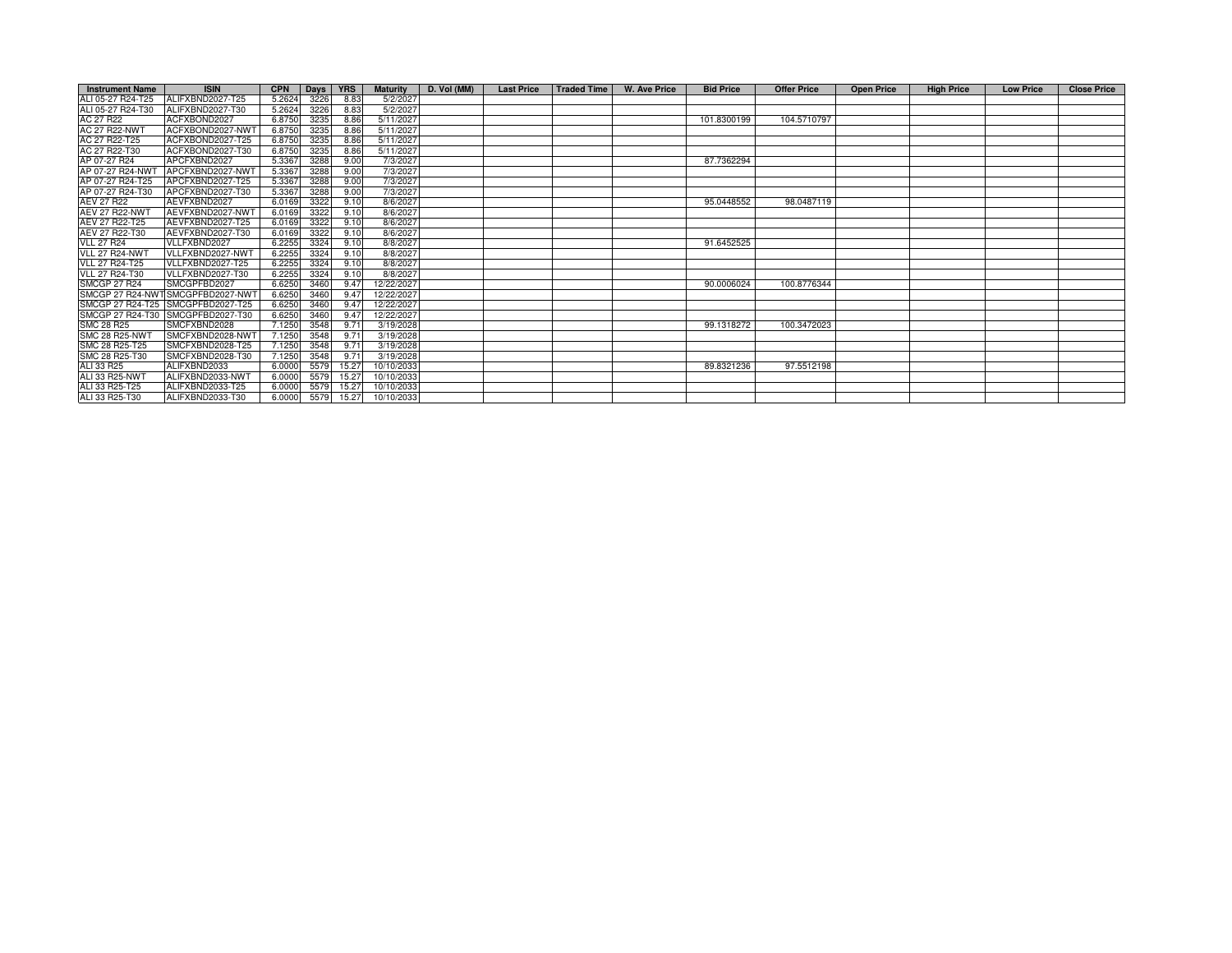| Instrument Name | ISIN | CPN | Days | YRS | Maturity | D. Vol (MM) | Last Price | Traded Time | W. Ave Price | Bid Price | Offer Price | Open Price | High Price | Low Price | Close Price |
|---|---|---|---|---|---|---|---|---|---|---|---|---|---|---|---|
| ALI 05-27 R24-T25 | ALIFXBND2027-T25 | 5.2624 | 3226 | 8.83 | 5/2/2027 | | | | | | | | | | |
| ALI 05-27 R24-T30 | ALIFXBND2027-T30 | 5.2624 | 3226 | 8.83 | 5/2/2027 | | | | | | | | | | |
| AC 27 R22 | ACFXBOND2027 | 6.8750 | 3235 | 8.86 | 5/11/2027 | | | | | 101.8300199 | 104.5710797 | | | | |
| AC 27 R22-NWT | ACFXBOND2027-NWT | 6.8750 | 3235 | 8.86 | 5/11/2027 | | | | | | | | | | |
| AC 27 R22-T25 | ACFXBOND2027-T25 | 6.8750 | 3235 | 8.86 | 5/11/2027 | | | | | | | | | | |
| AC 27 R22-T30 | ACFXBOND2027-T30 | 6.8750 | 3235 | 8.86 | 5/11/2027 | | | | | | | | | | |
| AP 07-27 R24 | APCFXBND2027 | 5.3367 | 3288 | 9.00 | 7/3/2027 | | | | | 87.7362294 | | | | | |
| AP 07-27 R24-NWT | APCFXBND2027-NWT | 5.3367 | 3288 | 9.00 | 7/3/2027 | | | | | | | | | | |
| AP 07-27 R24-T25 | APCFXBND2027-T25 | 5.3367 | 3288 | 9.00 | 7/3/2027 | | | | | | | | | | |
| AP 07-27 R24-T30 | APCFXBND2027-T30 | 5.3367 | 3288 | 9.00 | 7/3/2027 | | | | | | | | | | |
| AEV 27 R22 | AEVFXBND2027 | 6.0169 | 3322 | 9.10 | 8/6/2027 | | | | | 95.0448552 | 98.0487119 | | | | |
| AEV 27 R22-NWT | AEVFXBND2027-NWT | 6.0169 | 3322 | 9.10 | 8/6/2027 | | | | | | | | | | |
| AEV 27 R22-T25 | AEVFXBND2027-T25 | 6.0169 | 3322 | 9.10 | 8/6/2027 | | | | | | | | | | |
| AEV 27 R22-T30 | AEVFXBND2027-T30 | 6.0169 | 3322 | 9.10 | 8/6/2027 | | | | | | | | | | |
| VLL 27 R24 | VLLFXBND2027 | 6.2255 | 3324 | 9.10 | 8/8/2027 | | | | | 91.6452525 | | | | | |
| VLL 27 R24-NWT | VLLFXBND2027-NWT | 6.2255 | 3324 | 9.10 | 8/8/2027 | | | | | | | | | | |
| VLL 27 R24-T25 | VLLFXBND2027-T25 | 6.2255 | 3324 | 9.10 | 8/8/2027 | | | | | | | | | | |
| VLL 27 R24-T30 | VLLFXBND2027-T30 | 6.2255 | 3324 | 9.10 | 8/8/2027 | | | | | | | | | | |
| SMCGP 27 R24 | SMCGPFBD2027 | 6.6250 | 3460 | 9.47 | 12/22/2027 | | | | | 90.0006024 | 100.8776344 | | | | |
| SMCGP 27 R24-NWT | SMCGPFBD2027-NWT | 6.6250 | 3460 | 9.47 | 12/22/2027 | | | | | | | | | | |
| SMCGP 27 R24-T25 | SMCGPFBD2027-T25 | 6.6250 | 3460 | 9.47 | 12/22/2027 | | | | | | | | | | |
| SMCGP 27 R24-T30 | SMCGPFBD2027-T30 | 6.6250 | 3460 | 9.47 | 12/22/2027 | | | | | | | | | | |
| SMC 28 R25 | SMCFXBND2028 | 7.1250 | 3548 | 9.71 | 3/19/2028 | | | | | 99.1318272 | 100.3472023 | | | | |
| SMC 28 R25-NWT | SMCFXBND2028-NWT | 7.1250 | 3548 | 9.71 | 3/19/2028 | | | | | | | | | | |
| SMC 28 R25-T25 | SMCFXBND2028-T25 | 7.1250 | 3548 | 9.71 | 3/19/2028 | | | | | | | | | | |
| SMC 28 R25-T30 | SMCFXBND2028-T30 | 7.1250 | 3548 | 9.71 | 3/19/2028 | | | | | | | | | | |
| ALI 33 R25 | ALIFXBND2033 | 6.0000 | 5579 | 15.27 | 10/10/2033 | | | | | 89.8321236 | 97.5512198 | | | | |
| ALI 33 R25-NWT | ALIFXBND2033-NWT | 6.0000 | 5579 | 15.27 | 10/10/2033 | | | | | | | | | | |
| ALI 33 R25-T25 | ALIFXBND2033-T25 | 6.0000 | 5579 | 15.27 | 10/10/2033 | | | | | | | | | | |
| ALI 33 R25-T30 | ALIFXBND2033-T30 | 6.0000 | 5579 | 15.27 | 10/10/2033 | | | | | | | | | | |